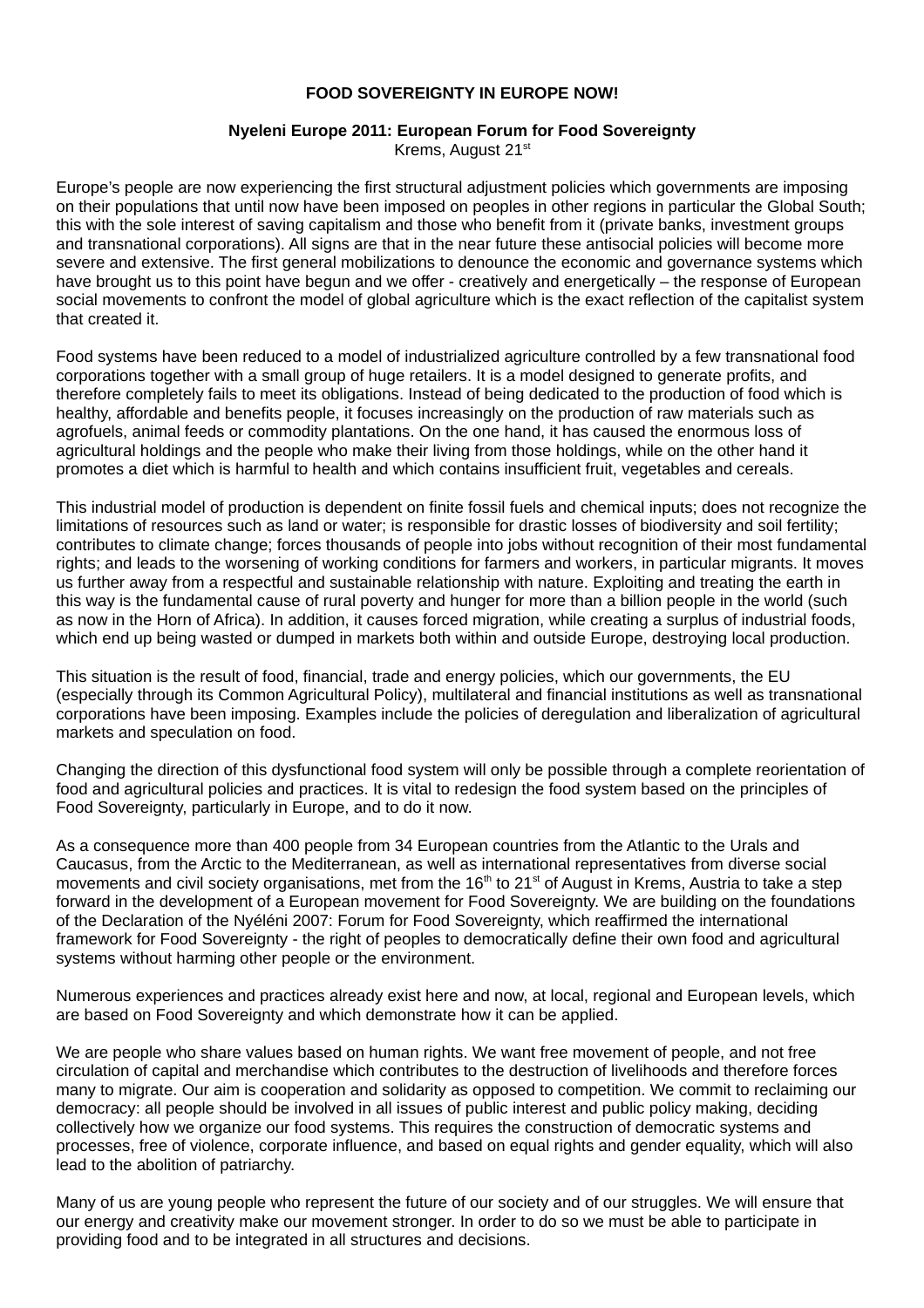**FOOD SOVEREIGNTY IN EUROPE NOW!**

**Nyeleni Europe 2011: European Forum for Food Sovereignty**
Krems, August 21st

Europe's people are now experiencing the first structural adjustment policies which governments are imposing on their populations that until now have been imposed on peoples in other regions in particular the Global South; this with the sole interest of saving capitalism and those who benefit from it (private banks, investment groups and transnational corporations). All signs are that in the near future these antisocial policies will become more severe and extensive. The first general mobilizations to denounce the economic and governance systems which have brought us to this point have begun and we offer - creatively and energetically – the response of European social movements to confront the model of global agriculture which is the exact reflection of the capitalist system that created it.

Food systems have been reduced to a model of industrialized agriculture controlled by a few transnational food corporations together with a small group of huge retailers. It is a model designed to generate profits, and therefore completely fails to meet its obligations. Instead of being dedicated to the production of food which is healthy, affordable and benefits people, it focuses increasingly on the production of raw materials such as agrofuels, animal feeds or commodity plantations. On the one hand, it has caused the enormous loss of agricultural holdings and the people who make their living from those holdings, while on the other hand it promotes a diet which is harmful to health and which contains insufficient fruit, vegetables and cereals.

This industrial model of production is dependent on finite fossil fuels and chemical inputs; does not recognize the limitations of resources such as land or water; is responsible for drastic losses of biodiversity and soil fertility; contributes to climate change; forces thousands of people into jobs without recognition of their most fundamental rights; and leads to the worsening of working conditions for farmers and workers, in particular migrants. It moves us further away from a respectful and sustainable relationship with nature. Exploiting and treating the earth in this way is the fundamental cause of rural poverty and hunger for more than a billion people in the world (such as now in the Horn of Africa). In addition, it causes forced migration, while creating a surplus of industrial foods, which end up being wasted or dumped in markets both within and outside Europe, destroying local production.

This situation is the result of food, financial, trade and energy policies, which our governments, the EU (especially through its Common Agricultural Policy), multilateral and financial institutions as well as transnational corporations have been imposing. Examples include the policies of deregulation and liberalization of agricultural markets and speculation on food.

Changing the direction of this dysfunctional food system will only be possible through a complete reorientation of food and agricultural policies and practices. It is vital to redesign the food system based on the principles of Food Sovereignty, particularly in Europe, and to do it now.

As a consequence more than 400 people from 34 European countries from the Atlantic to the Urals and Caucasus, from the Arctic to the Mediterranean, as well as international representatives from diverse social movements and civil society organisations, met from the 16th to 21st of August in Krems, Austria to take a step forward in the development of a European movement for Food Sovereignty. We are building on the foundations of the Declaration of the Nyéléni 2007: Forum for Food Sovereignty, which reaffirmed the international framework for Food Sovereignty - the right of peoples to democratically define their own food and agricultural systems without harming other people or the environment.

Numerous experiences and practices already exist here and now, at local, regional and European levels, which are based on Food Sovereignty and which demonstrate how it can be applied.

We are people who share values based on human rights. We want free movement of people, and not free circulation of capital and merchandise which contributes to the destruction of livelihoods and therefore forces many to migrate. Our aim is cooperation and solidarity as opposed to competition. We commit to reclaiming our democracy: all people should be involved in all issues of public interest and public policy making, deciding collectively how we organize our food systems. This requires the construction of democratic systems and processes, free of violence, corporate influence, and based on equal rights and gender equality, which will also lead to the abolition of patriarchy.

Many of us are young people who represent the future of our society and of our struggles. We will ensure that our energy and creativity make our movement stronger. In order to do so we must be able to participate in providing food and to be integrated in all structures and decisions.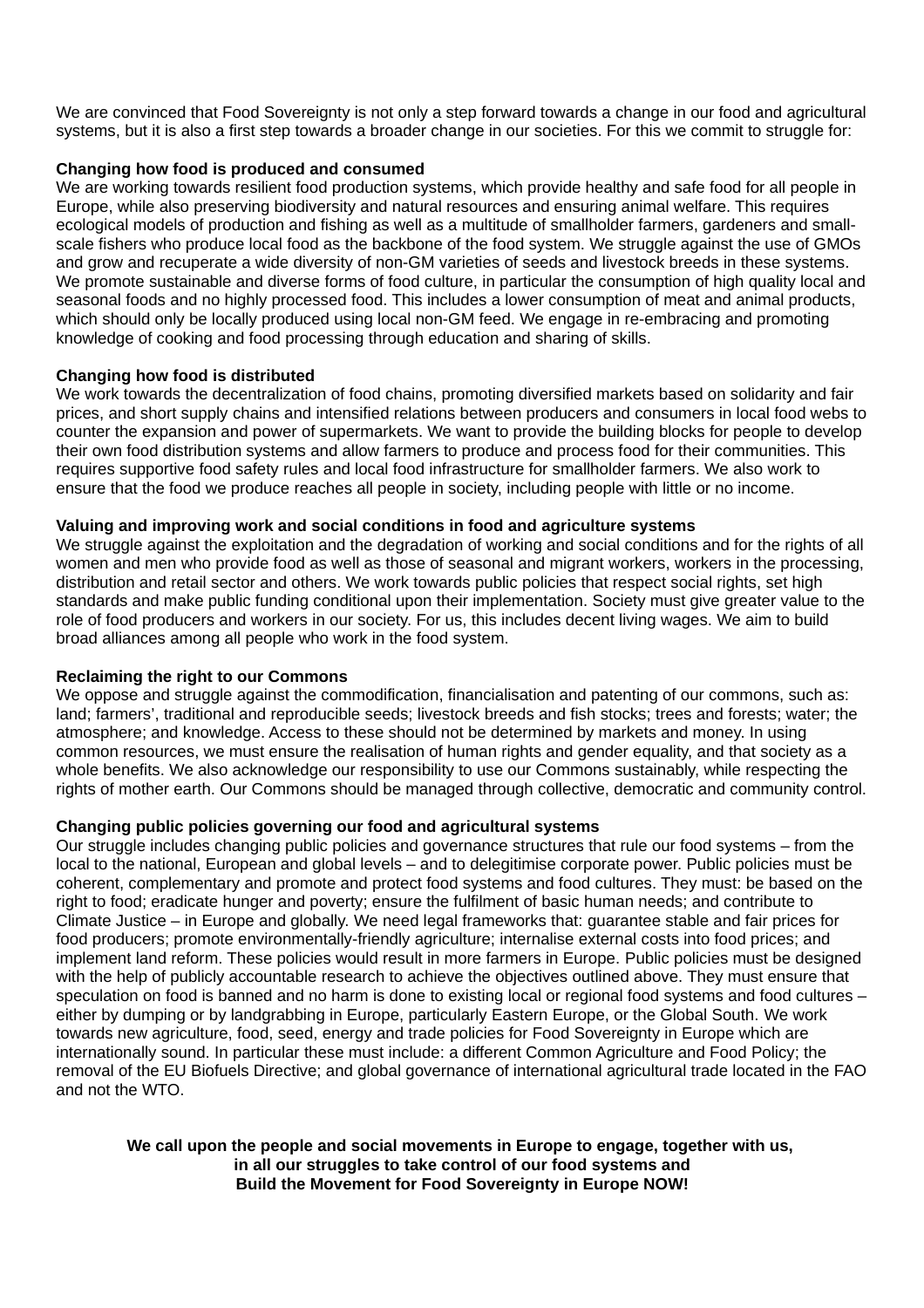We are convinced that Food Sovereignty is not only a step forward towards a change in our food and agricultural systems, but it is also a first step towards a broader change in our societies. For this we commit to struggle for:

**Changing how food is produced and consumed**

We are working towards resilient food production systems, which provide healthy and safe food for all people in Europe, while also preserving biodiversity and natural resources and ensuring animal welfare. This requires ecological models of production and fishing as well as a multitude of smallholder farmers, gardeners and small-scale fishers who produce local food as the backbone of the food system. We struggle against the use of GMOs and grow and recuperate a wide diversity of non-GM varieties of seeds and livestock breeds in these systems. We promote sustainable and diverse forms of food culture, in particular the consumption of high quality local and seasonal foods and no highly processed food. This includes a lower consumption of meat and animal products, which should only be locally produced using local non-GM feed. We engage in re-embracing and promoting knowledge of cooking and food processing through education and sharing of skills.

**Changing how food is distributed**

We work towards the decentralization of food chains, promoting diversified markets based on solidarity and fair prices, and short supply chains and intensified relations between producers and consumers in local food webs to counter the expansion and power of supermarkets. We want to provide the building blocks for people to develop their own food distribution systems and allow farmers to produce and process food for their communities. This requires supportive food safety rules and local food infrastructure for smallholder farmers. We also work to ensure that the food we produce reaches all people in society, including people with little or no income.

**Valuing and improving work and social conditions in food and agriculture systems**

We struggle against the exploitation and the degradation of working and social conditions and for the rights of all women and men who provide food as well as those of seasonal and migrant workers, workers in the processing, distribution and retail sector and others. We work towards public policies that respect social rights, set high standards and make public funding conditional upon their implementation. Society must give greater value to the role of food producers and workers in our society. For us, this includes decent living wages. We aim to build broad alliances among all people who work in the food system.

**Reclaiming the right to our Commons**

We oppose and struggle against the commodification, financialisation and patenting of our commons, such as: land; farmers', traditional and reproducible seeds; livestock breeds and fish stocks; trees and forests; water; the atmosphere; and knowledge. Access to these should not be determined by markets and money. In using common resources, we must ensure the realisation of human rights and gender equality, and that society as a whole benefits. We also acknowledge our responsibility to use our Commons sustainably, while respecting the rights of mother earth. Our Commons should be managed through collective, democratic and community control.

**Changing public policies governing our food and agricultural systems**

Our struggle includes changing public policies and governance structures that rule our food systems – from the local to the national, European and global levels – and to delegitimise corporate power. Public policies must be coherent, complementary and promote and protect food systems and food cultures. They must: be based on the right to food; eradicate hunger and poverty; ensure the fulfilment of basic human needs; and contribute to Climate Justice – in Europe and globally. We need legal frameworks that: guarantee stable and fair prices for food producers; promote environmentally-friendly agriculture; internalise external costs into food prices; and implement land reform. These policies would result in more farmers in Europe. Public policies must be designed with the help of publicly accountable research to achieve the objectives outlined above. They must ensure that speculation on food is banned and no harm is done to existing local or regional food systems and food cultures – either by dumping or by landgrabbing in Europe, particularly Eastern Europe, or the Global South. We work towards new agriculture, food, seed, energy and trade policies for Food Sovereignty in Europe which are internationally sound. In particular these must include: a different Common Agriculture and Food Policy; the removal of the EU Biofuels Directive; and global governance of international agricultural trade located in the FAO and not the WTO.

**We call upon the people and social movements in Europe to engage, together with us, in all our struggles to take control of our food systems and Build the Movement for Food Sovereignty in Europe NOW!**